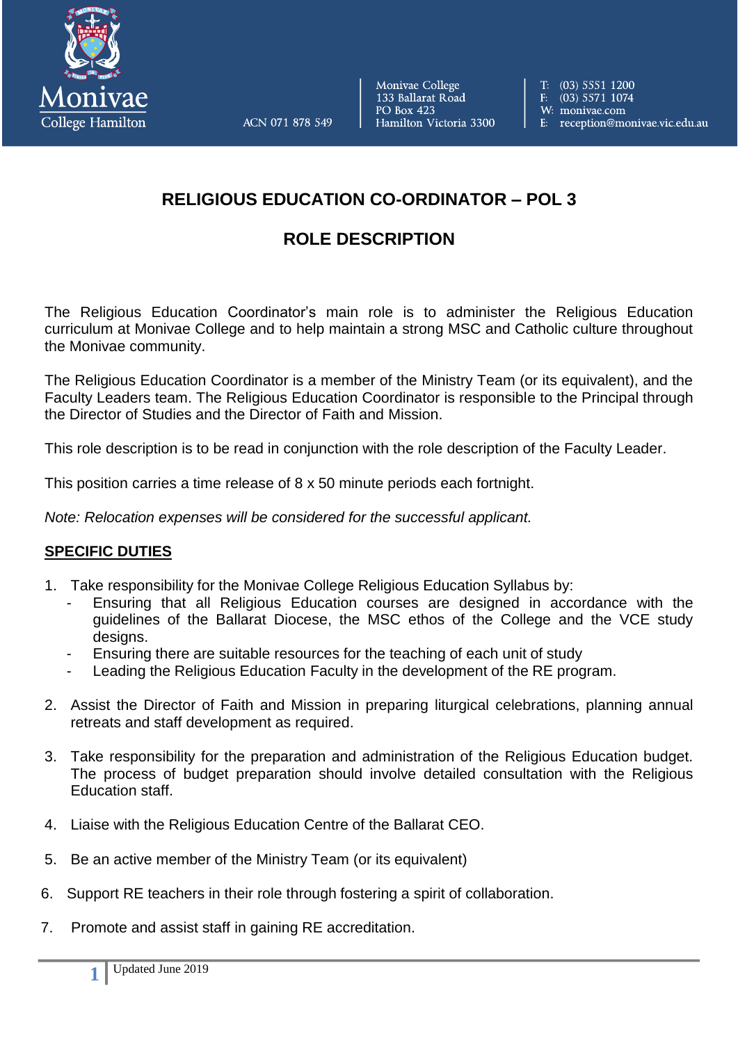Monivae College Hamilton

ACN 071 878 549

Monivae College
133 Ballarat Road
PO Box 423
Hamilton Victoria 3300

T: (03) 5551 1200
F: (03) 5571 1074
W: monivae.com
E: reception@monivae.vic.edu.au

# RELIGIOUS EDUCATION CO-ORDINATOR – POL 3

# ROLE DESCRIPTION

The Religious Education Coordinator's main role is to administer the Religious Education curriculum at Monivae College and to help maintain a strong MSC and Catholic culture throughout the Monivae community.

The Religious Education Coordinator is a member of the Ministry Team (or its equivalent), and the Faculty Leaders team. The Religious Education Coordinator is responsible to the Principal through the Director of Studies and the Director of Faith and Mission.

This role description is to be read in conjunction with the role description of the Faculty Leader.

This position carries a time release of 8 x 50 minute periods each fortnight.

*Note: Relocation expenses will be considered for the successful applicant.*

## SPECIFIC DUTIES

1. Take responsibility for the Monivae College Religious Education Syllabus by:
   - Ensuring that all Religious Education courses are designed in accordance with the guidelines of the Ballarat Diocese, the MSC ethos of the College and the VCE study designs.
   - Ensuring there are suitable resources for the teaching of each unit of study
   - Leading the Religious Education Faculty in the development of the RE program.

2. Assist the Director of Faith and Mission in preparing liturgical celebrations, planning annual retreats and staff development as required.

3. Take responsibility for the preparation and administration of the Religious Education budget. The process of budget preparation should involve detailed consultation with the Religious Education staff.

4. Liaise with the Religious Education Centre of the Ballarat CEO.

5. Be an active member of the Ministry Team (or its equivalent)

6. Support RE teachers in their role through fostering a spirit of collaboration.

7. Promote and assist staff in gaining RE accreditation.

Updated June 2019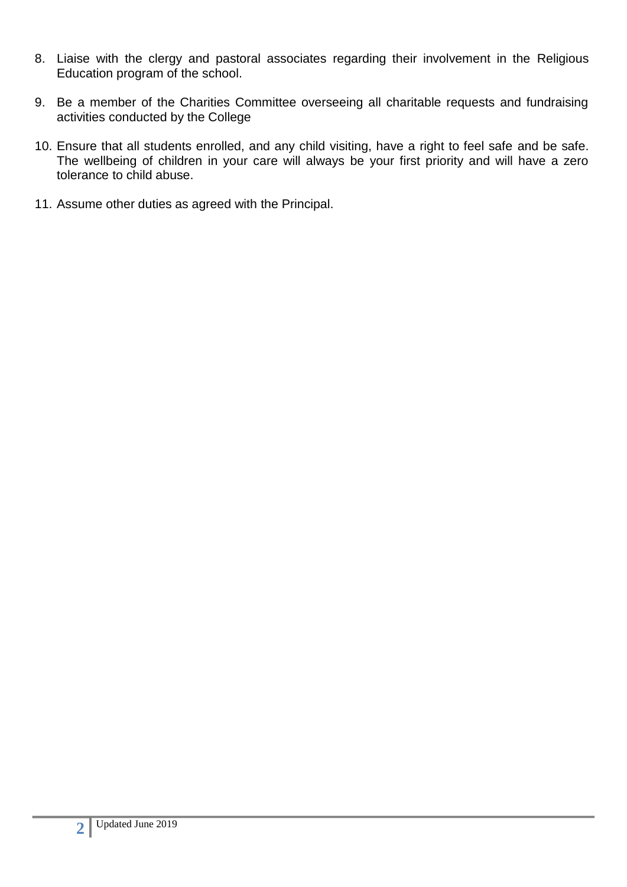8. Liaise with the clergy and pastoral associates regarding their involvement in the Religious Education program of the school.
9. Be a member of the Charities Committee overseeing all charitable requests and fundraising activities conducted by the College
10. Ensure that all students enrolled, and any child visiting, have a right to feel safe and be safe. The wellbeing of children in your care will always be your first priority and will have a zero tolerance to child abuse.
11. Assume other duties as agreed with the Principal.